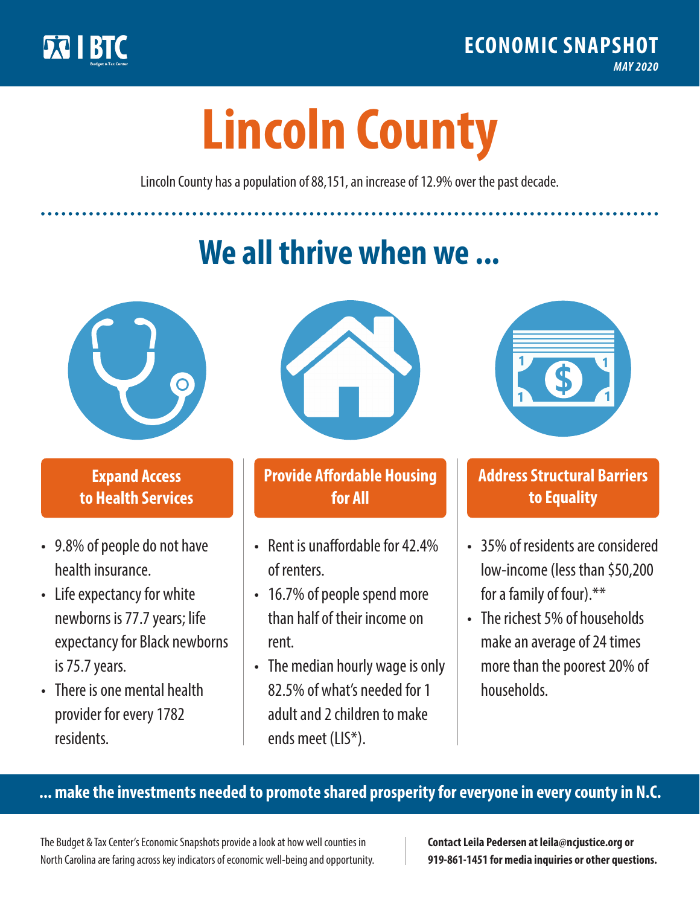BTC
Budget & Tax Center

**ECONOMIC SNAPSHOT**
*MAY 2020*

# Lincoln County

Lincoln County has a population of 88,151, an increase of 12.9% over the past decade.

## We all thrive when we ...

### Expand Access to Health Services

- 9.8% of people do not have health insurance.
- Life expectancy for white newborns is 77.7 years; life expectancy for Black newborns is 75.7 years.
- There is one mental health provider for every 1782 residents.

### Provide Affordable Housing for All

- Rent is unaffordable for 42.4% of renters.
- 16.7% of people spend more than half of their income on rent.
- The median hourly wage is only 82.5% of what's needed for 1 adult and 2 children to make ends meet (LIS*).

### Address Structural Barriers to Equality

- 35% of residents are considered low-income (less than $50,200 for a family of four).**
- The richest 5% of households make an average of 24 times more than the poorest 20% of households.

**... make the investments needed to promote shared prosperity for everyone in every county in N.C.**

The Budget & Tax Center's Economic Snapshots provide a look at how well counties in North Carolina are faring across key indicators of economic well-being and opportunity.

**Contact Leila Pedersen at leila@ncjustice.org or 919-861-1451 for media inquiries or other questions.**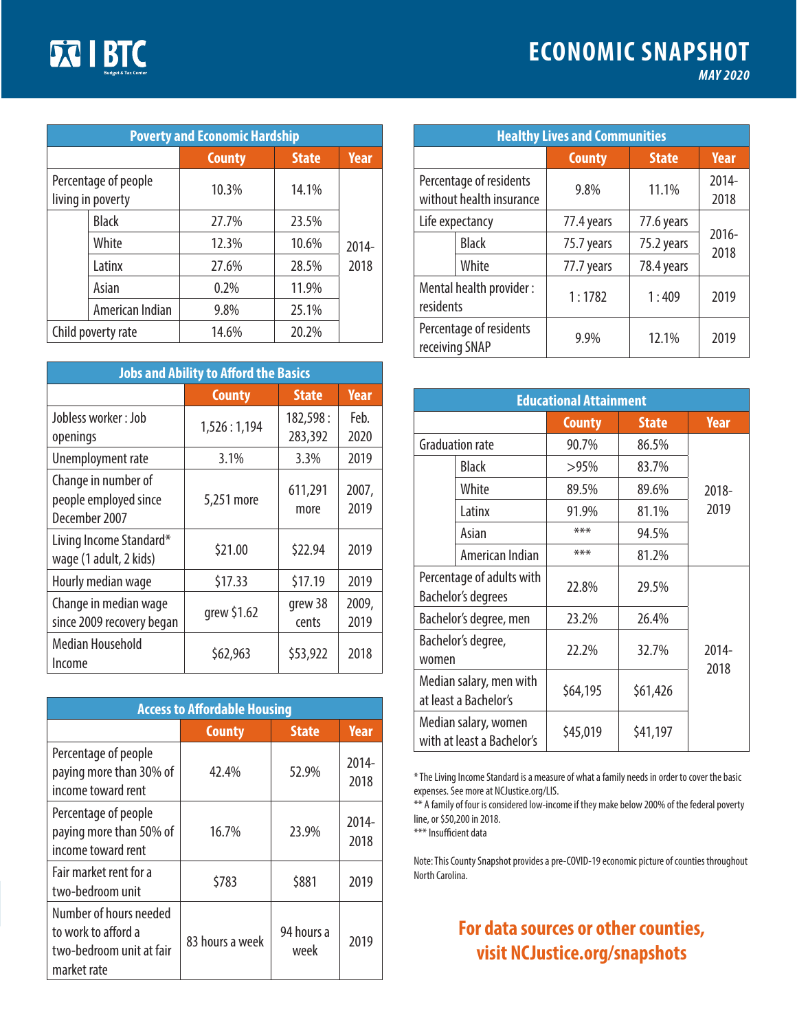# ECONOMIC SNAPSHOT

*MAY 2020*

| Poverty and Economic Hardship | | County | State | Year |
|---|---|---|---|---|
| Percentage of people living in poverty | | 10.3% | 14.1% | 2014-2018 |
| | Black | 27.7% | 23.5% | |
| | White | 12.3% | 10.6% | |
| | Latinx | 27.6% | 28.5% | |
| | Asian | 0.2% | 11.9% | |
| | American Indian | 9.8% | 25.1% | |
| Child poverty rate | | 14.6% | 20.2% | |

| Jobs and Ability to Afford the Basics | County | State | Year |
|---|---|---|---|
| Jobless worker : Job openings | 1,526 : 1,194 | 182,598 : 283,392 | Feb. 2020 |
| Unemployment rate | 3.1% | 3.3% | 2019 |
| Change in number of people employed since December 2007 | 5,251 more | 611,291 more | 2007, 2019 |
| Living Income Standard* wage (1 adult, 2 kids) | $21.00 | $22.94 | 2019 |
| Hourly median wage | $17.33 | $17.19 | 2019 |
| Change in median wage since 2009 recovery began | grew $1.62 | grew 38 cents | 2009, 2019 |
| Median Household Income | $62,963 | $53,922 | 2018 |

| Access to Affordable Housing | County | State | Year |
|---|---|---|---|
| Percentage of people paying more than 30% of income toward rent | 42.4% | 52.9% | 2014-2018 |
| Percentage of people paying more than 50% of income toward rent | 16.7% | 23.9% | 2014-2018 |
| Fair market rent for a two-bedroom unit | $783 | $881 | 2019 |
| Number of hours needed to work to afford a two-bedroom unit at fair market rate | 83 hours a week | 94 hours a week | 2019 |

| Healthy Lives and Communities | | County | State | Year |
|---|---|---|---|---|
| Percentage of residents without health insurance | | 9.8% | 11.1% | 2014-2018 |
| Life expectancy | | 77.4 years | 77.6 years | 2016-2018 |
| | Black | 75.7 years | 75.2 years | |
| | White | 77.7 years | 78.4 years | |
| Mental health provider : residents | | 1 : 1782 | 1 : 409 | 2019 |
| Percentage of residents receiving SNAP | | 9.9% | 12.1% | 2019 |

| Educational Attainment | | County | State | Year |
|---|---|---|---|---|
| Graduation rate | | 90.7% | 86.5% | 2018-2019 |
| | Black | >95% | 83.7% | |
| | White | 89.5% | 89.6% | |
| | Latinx | 91.9% | 81.1% | |
| | Asian | *** | 94.5% | |
| | American Indian | *** | 81.2% | |
| Percentage of adults with Bachelor's degrees | | 22.8% | 29.5% | 2014-2018 |
| Bachelor's degree, men | | 23.2% | 26.4% | |
| Bachelor's degree, women | | 22.2% | 32.7% | |
| Median salary, men with at least a Bachelor's | | $64,195 | $61,426 | |
| Median salary, women with at least a Bachelor's | | $45,019 | $41,197 | |

\* The Living Income Standard is a measure of what a family needs in order to cover the basic expenses. See more at NCJustice.org/LIS.

\*\* A family of four is considered low-income if they make below 200% of the federal poverty line, or $50,200 in 2018.

\*\*\* Insufficient data

Note: This County Snapshot provides a pre-COVID-19 economic picture of counties throughout North Carolina.

**For data sources or other counties, visit NCJustice.org/snapshots**